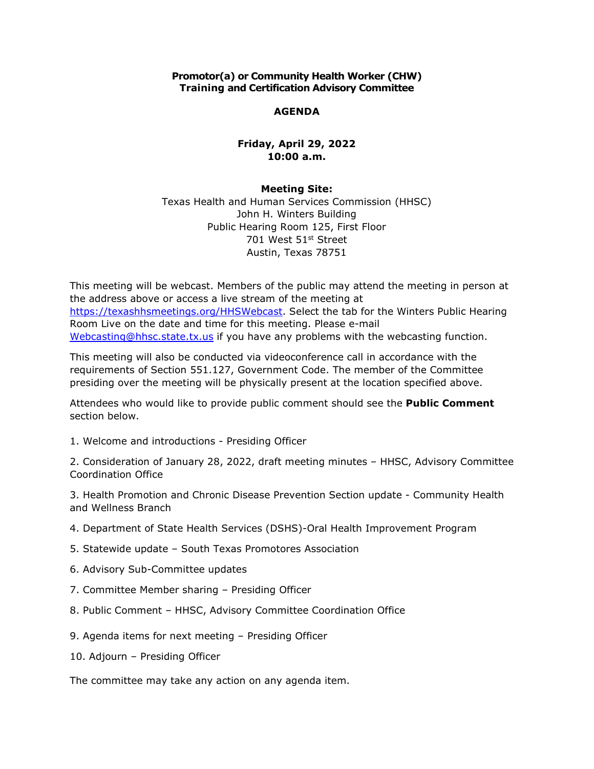# Promotor(a) or Community Health Worker (CHW) Training and Certification Advisory Committee

## AGENDA

**Friday, April 29, 2022**
**10:00 a.m.**

**Meeting Site:**
Texas Health and Human Services Commission (HHSC)
John H. Winters Building
Public Hearing Room 125, First Floor
701 West 51st Street
Austin, Texas 78751

This meeting will be webcast. Members of the public may attend the meeting in person at the address above or access a live stream of the meeting at https://texashhsmeetings.org/HHSWebcast. Select the tab for the Winters Public Hearing Room Live on the date and time for this meeting. Please e-mail Webcasting@hhsc.state.tx.us if you have any problems with the webcasting function.

This meeting will also be conducted via videoconference call in accordance with the requirements of Section 551.127, Government Code. The member of the Committee presiding over the meeting will be physically present at the location specified above.

Attendees who would like to provide public comment should see the **Public Comment** section below.

1. Welcome and introductions - Presiding Officer
2. Consideration of January 28, 2022, draft meeting minutes – HHSC, Advisory Committee Coordination Office
3. Health Promotion and Chronic Disease Prevention Section update - Community Health and Wellness Branch
4. Department of State Health Services (DSHS)-Oral Health Improvement Program
5. Statewide update – South Texas Promotores Association
6. Advisory Sub-Committee updates
7. Committee Member sharing – Presiding Officer
8. Public Comment – HHSC, Advisory Committee Coordination Office
9. Agenda items for next meeting – Presiding Officer
10. Adjourn – Presiding Officer

The committee may take any action on any agenda item.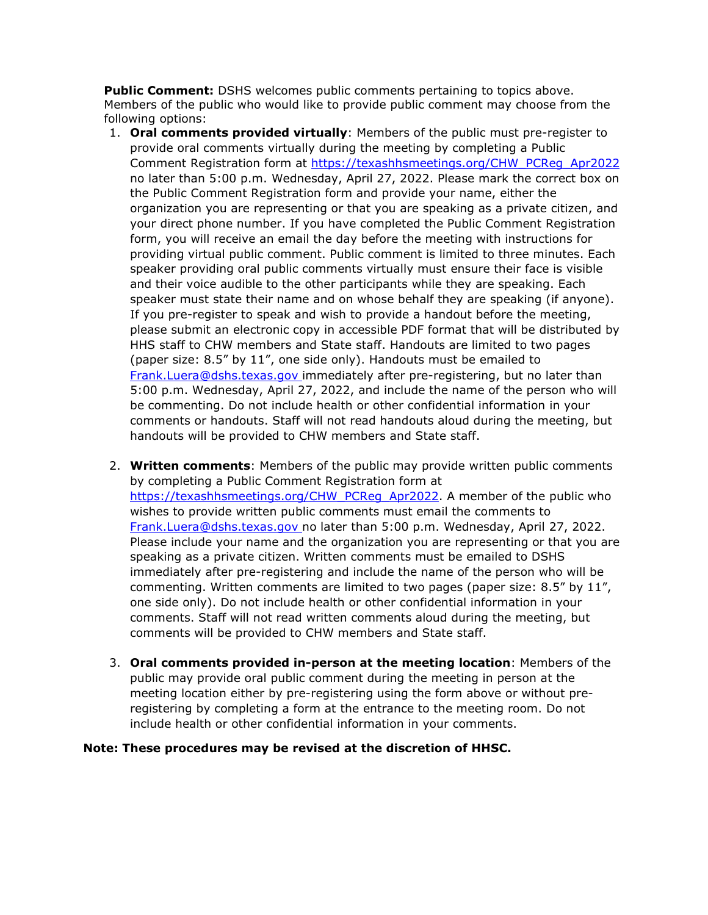**Public Comment:** DSHS welcomes public comments pertaining to topics above. Members of the public who would like to provide public comment may choose from the following options:

1. **Oral comments provided virtually**: Members of the public must pre-register to provide oral comments virtually during the meeting by completing a Public Comment Registration form at https://texashhsmeetings.org/CHW_PCReg_Apr2022 no later than 5:00 p.m. Wednesday, April 27, 2022. Please mark the correct box on the Public Comment Registration form and provide your name, either the organization you are representing or that you are speaking as a private citizen, and your direct phone number. If you have completed the Public Comment Registration form, you will receive an email the day before the meeting with instructions for providing virtual public comment. Public comment is limited to three minutes. Each speaker providing oral public comments virtually must ensure their face is visible and their voice audible to the other participants while they are speaking. Each speaker must state their name and on whose behalf they are speaking (if anyone). If you pre-register to speak and wish to provide a handout before the meeting, please submit an electronic copy in accessible PDF format that will be distributed by HHS staff to CHW members and State staff. Handouts are limited to two pages (paper size: 8.5" by 11", one side only). Handouts must be emailed to Frank.Luera@dshs.texas.gov immediately after pre-registering, but no later than 5:00 p.m. Wednesday, April 27, 2022, and include the name of the person who will be commenting. Do not include health or other confidential information in your comments or handouts. Staff will not read handouts aloud during the meeting, but handouts will be provided to CHW members and State staff.

2. **Written comments**: Members of the public may provide written public comments by completing a Public Comment Registration form at https://texashhsmeetings.org/CHW_PCReg_Apr2022. A member of the public who wishes to provide written public comments must email the comments to Frank.Luera@dshs.texas.gov no later than 5:00 p.m. Wednesday, April 27, 2022. Please include your name and the organization you are representing or that you are speaking as a private citizen. Written comments must be emailed to DSHS immediately after pre-registering and include the name of the person who will be commenting. Written comments are limited to two pages (paper size: 8.5" by 11", one side only). Do not include health or other confidential information in your comments. Staff will not read written comments aloud during the meeting, but comments will be provided to CHW members and State staff.

3. **Oral comments provided in-person at the meeting location**: Members of the public may provide oral public comment during the meeting in person at the meeting location either by pre-registering using the form above or without pre-registering by completing a form at the entrance to the meeting room. Do not include health or other confidential information in your comments.

**Note: These procedures may be revised at the discretion of HHSC.**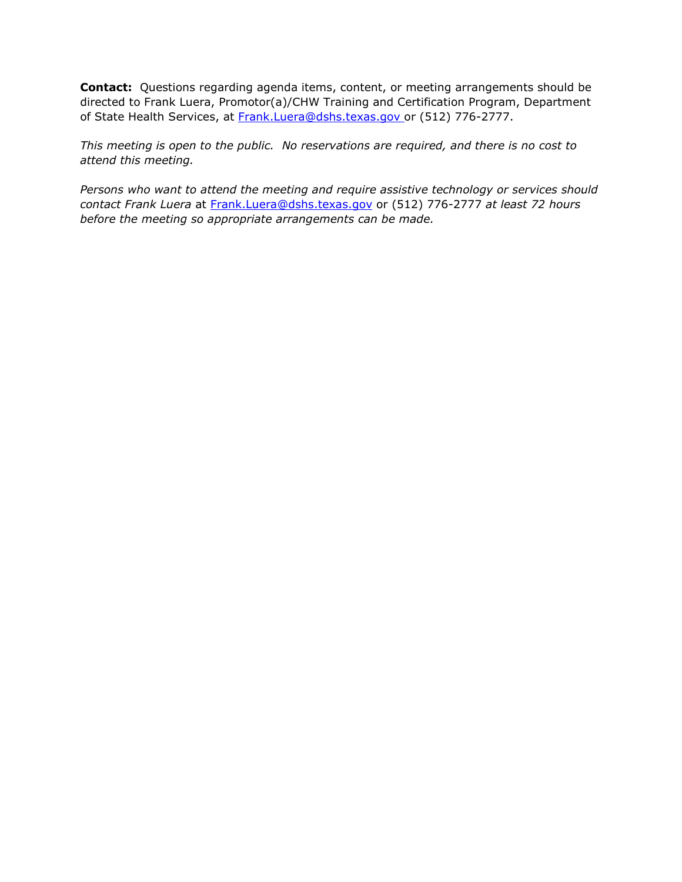**Contact:** Questions regarding agenda items, content, or meeting arrangements should be directed to Frank Luera, Promotor(a)/CHW Training and Certification Program, Department of State Health Services, at Frank.Luera@dshs.texas.gov or (512) 776-2777.

*This meeting is open to the public. No reservations are required, and there is no cost to attend this meeting.*

*Persons who want to attend the meeting and require assistive technology or services should contact Frank Luera* at Frank.Luera@dshs.texas.gov or (512) 776-2777 *at least 72 hours before the meeting so appropriate arrangements can be made.*